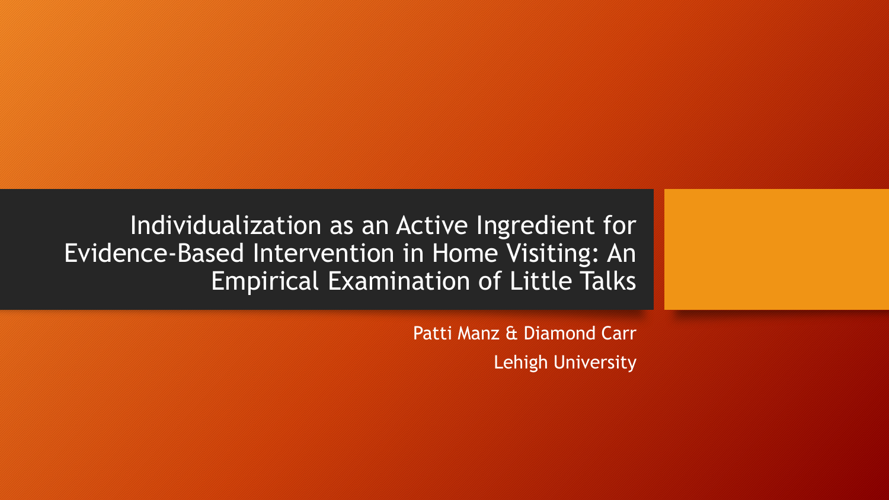# Individualization as an Active Ingredient for Evidence-Based Intervention in Home Visiting: An Empirical Examination of Little Talks

Patti Manz & Diamond Carr

Lehigh University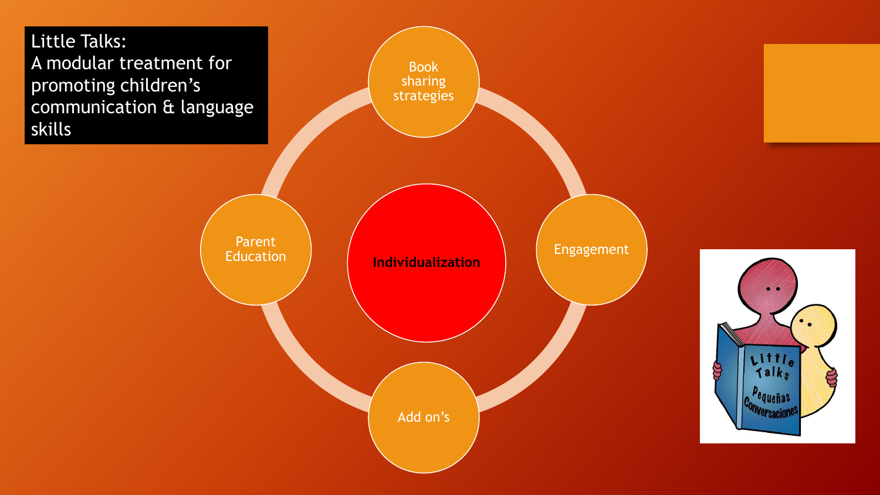# Little Talks: A modular treatment for promoting children's communication & language skills

- Book sharing strategies
- Engagement
- Add on's
- Parent Education
- **Individualization**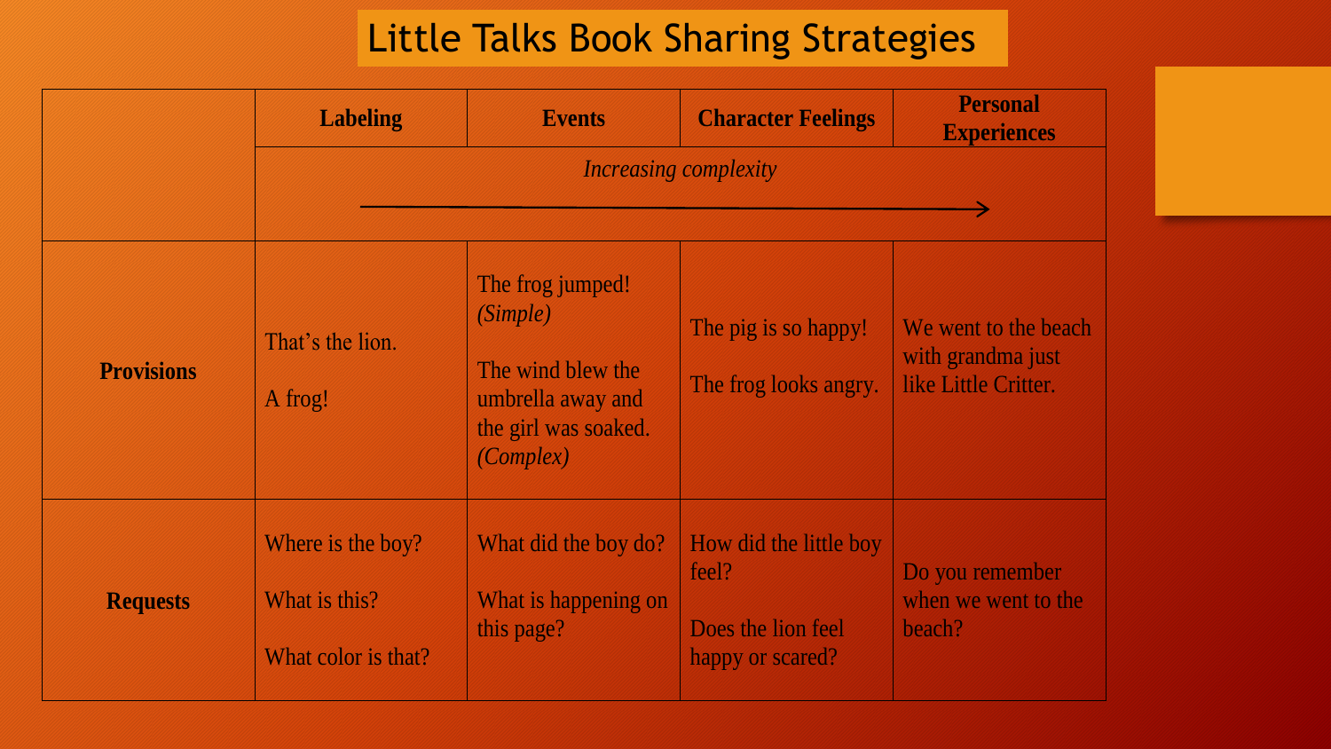# Little Talks Book Sharing Strategies

| | Labeling | Events | Character Feelings | Personal Experiences |
|---|---|---|---|---|
| | *Increasing complexity* → | | | |
| **Provisions** | That's the lion.<br><br>A frog! | The frog jumped! *(Simple)*<br><br>The wind blew the umbrella away and the girl was soaked. *(Complex)* | The pig is so happy!<br><br>The frog looks angry. | We went to the beach with grandma just like Little Critter. |
| **Requests** | Where is the boy?<br><br>What is this?<br><br>What color is that? | What did the boy do?<br><br>What is happening on this page? | How did the little boy feel?<br><br>Does the lion feel happy or scared? | Do you remember when we went to the beach? |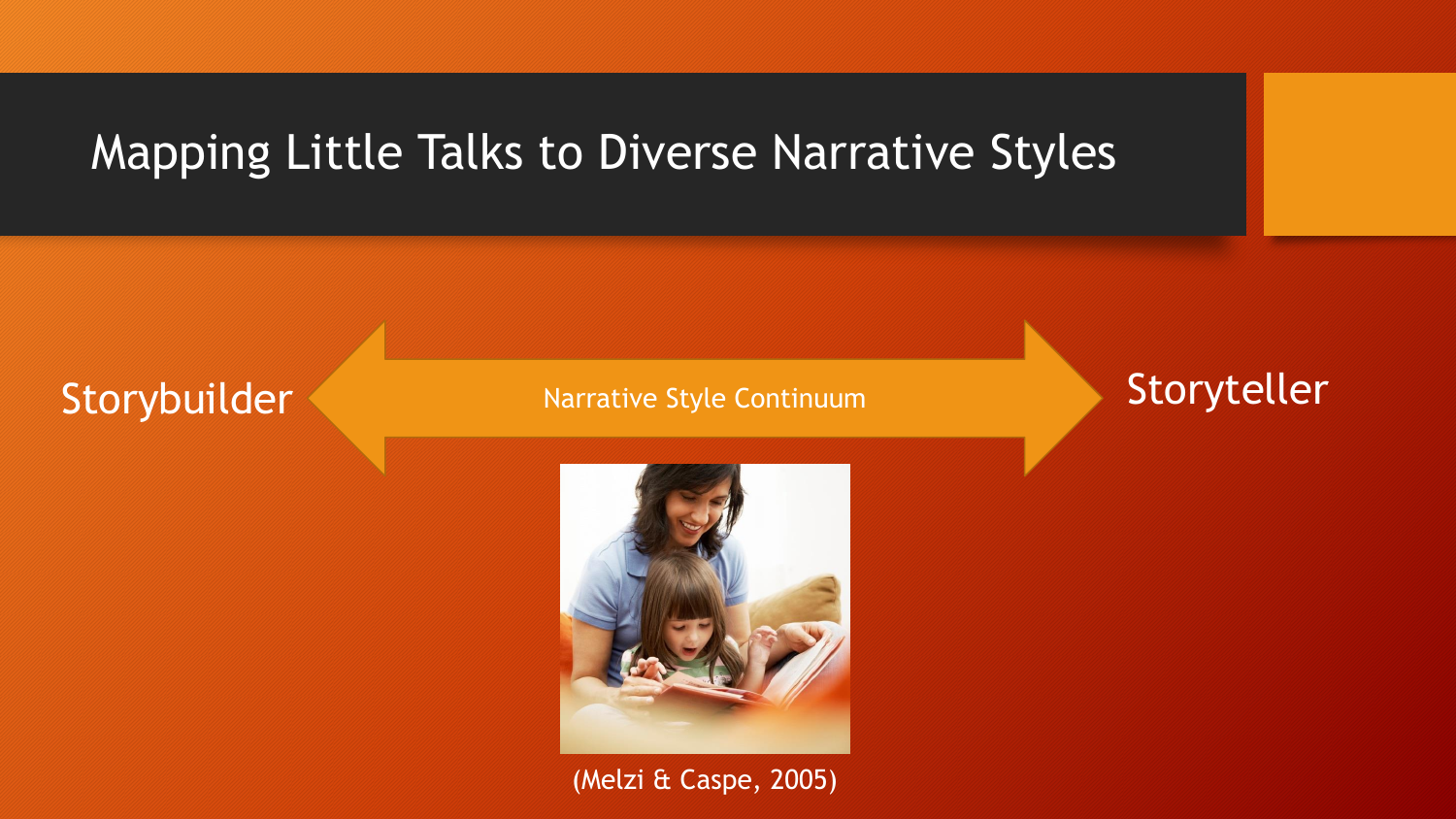# Mapping Little Talks to Diverse Narrative Styles

Storybuilder ⟷ Narrative Style Continuum ⟷ Storyteller

(Melzi & Caspe, 2005)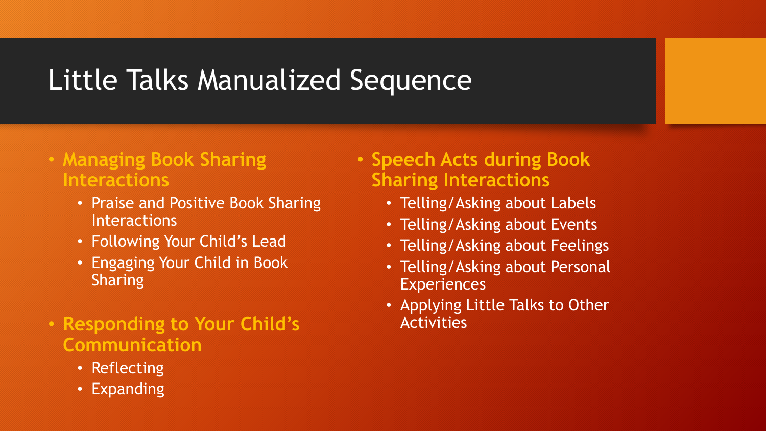# Little Talks Manualized Sequence

- **Managing Book Sharing Interactions**
  - Praise and Positive Book Sharing Interactions
  - Following Your Child's Lead
  - Engaging Your Child in Book Sharing
- **Responding to Your Child's Communication**
  - Reflecting
  - Expanding
- **Speech Acts during Book Sharing Interactions**
  - Telling/Asking about Labels
  - Telling/Asking about Events
  - Telling/Asking about Feelings
  - Telling/Asking about Personal Experiences
  - Applying Little Talks to Other Activities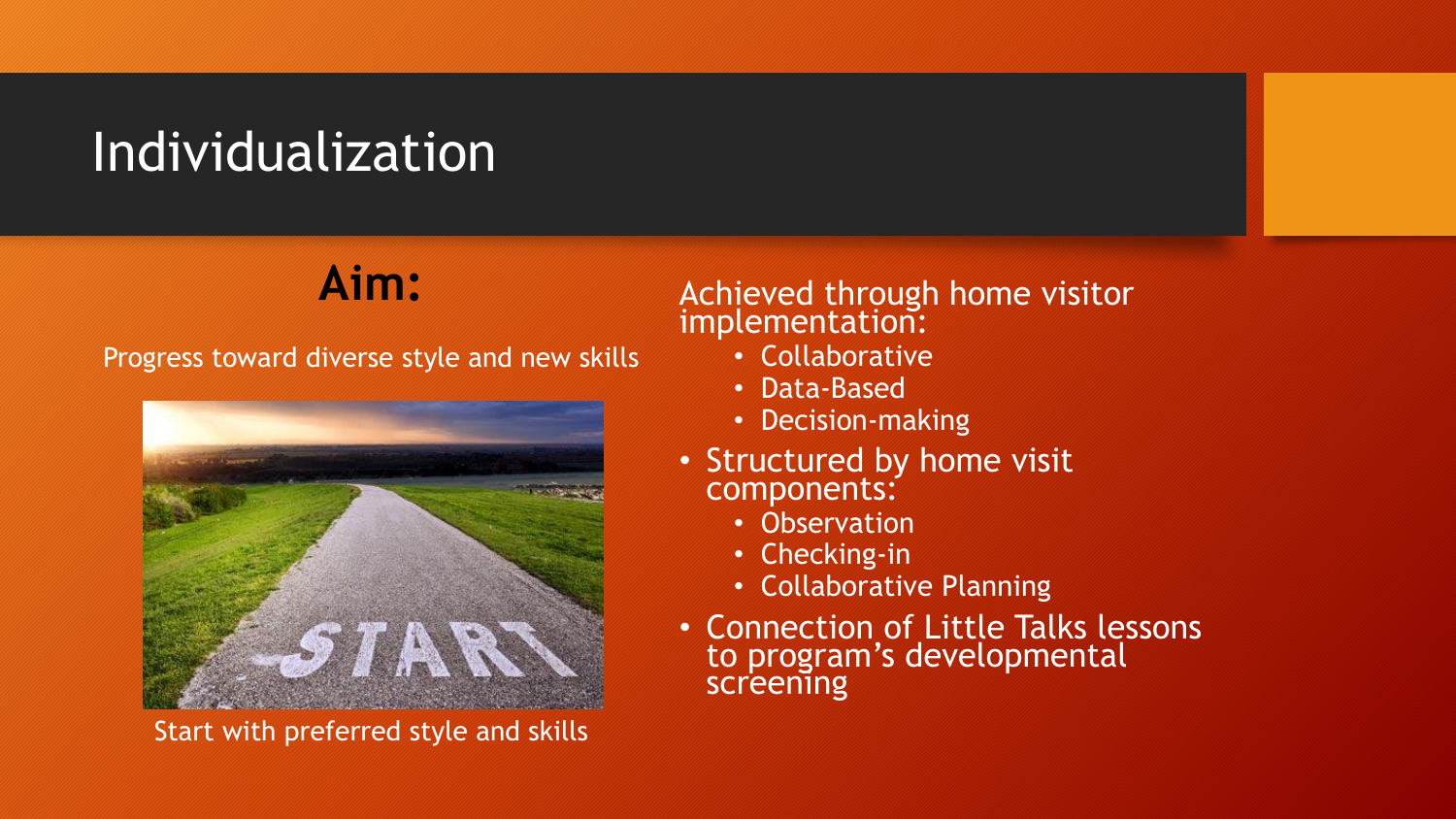# Individualization

## Aim:

Progress toward diverse style and new skills

Start with preferred style and skills

Achieved through home visitor implementation:

- Collaborative
- Data-Based
- Decision-making

- Structured by home visit components:
  - Observation
  - Checking-in
  - Collaborative Planning
- Connection of Little Talks lessons to program's developmental screening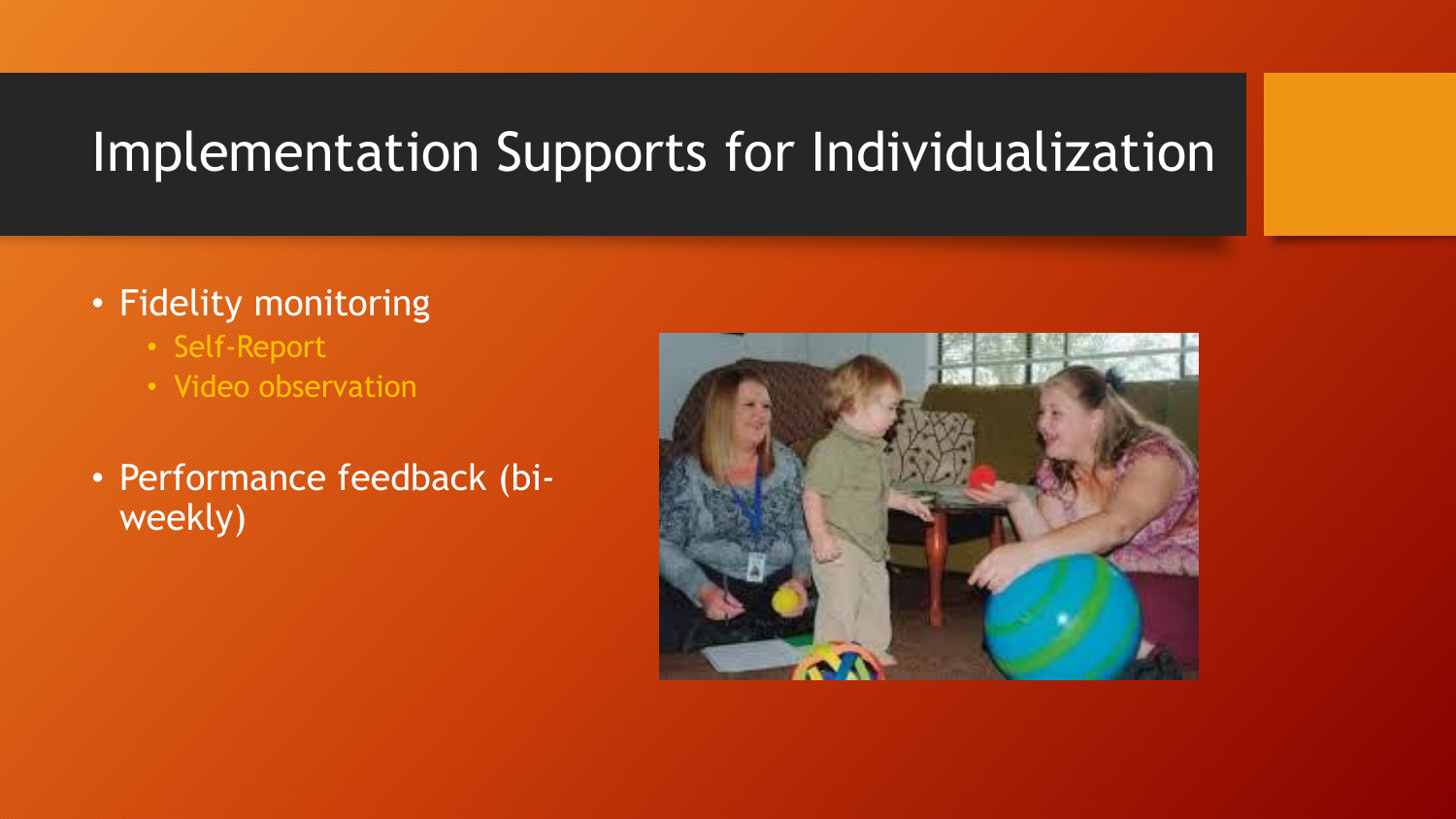# Implementation Supports for Individualization

- Fidelity monitoring
  - Self-Report
  - Video observation
- Performance feedback (bi-weekly)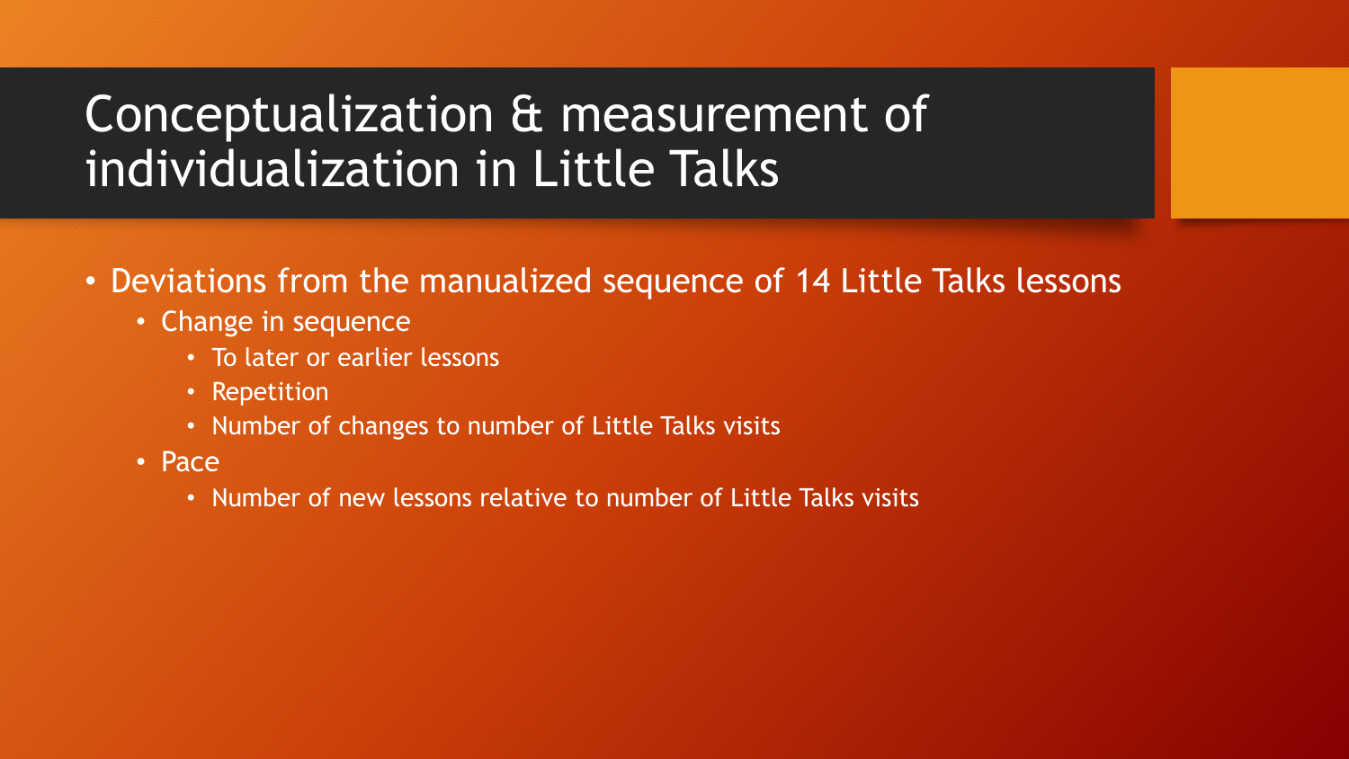# Conceptualization & measurement of individualization in Little Talks

- Deviations from the manualized sequence of 14 Little Talks lessons
  - Change in sequence
    - To later or earlier lessons
    - Repetition
    - Number of changes to number of Little Talks visits
  - Pace
    - Number of new lessons relative to number of Little Talks visits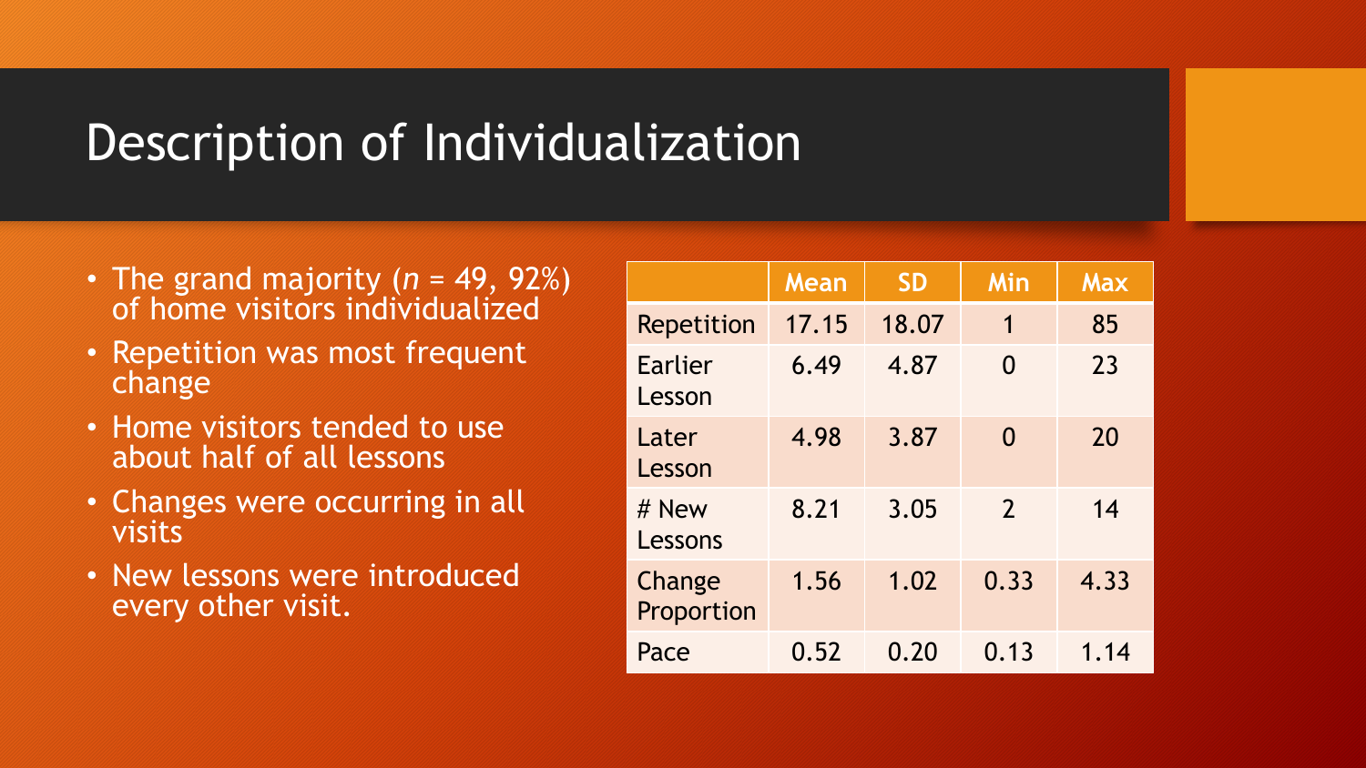# Description of Individualization

- The grand majority ($n$ = 49, 92%) of home visitors individualized
- Repetition was most frequent change
- Home visitors tended to use about half of all lessons
- Changes were occurring in all visits
- New lessons were introduced every other visit.

| | Mean | SD | Min | Max |
|---|---|---|---|---|
| Repetition | 17.15 | 18.07 | 1 | 85 |
| Earlier Lesson | 6.49 | 4.87 | 0 | 23 |
| Later Lesson | 4.98 | 3.87 | 0 | 20 |
| # New Lessons | 8.21 | 3.05 | 2 | 14 |
| Change Proportion | 1.56 | 1.02 | 0.33 | 4.33 |
| Pace | 0.52 | 0.20 | 0.13 | 1.14 |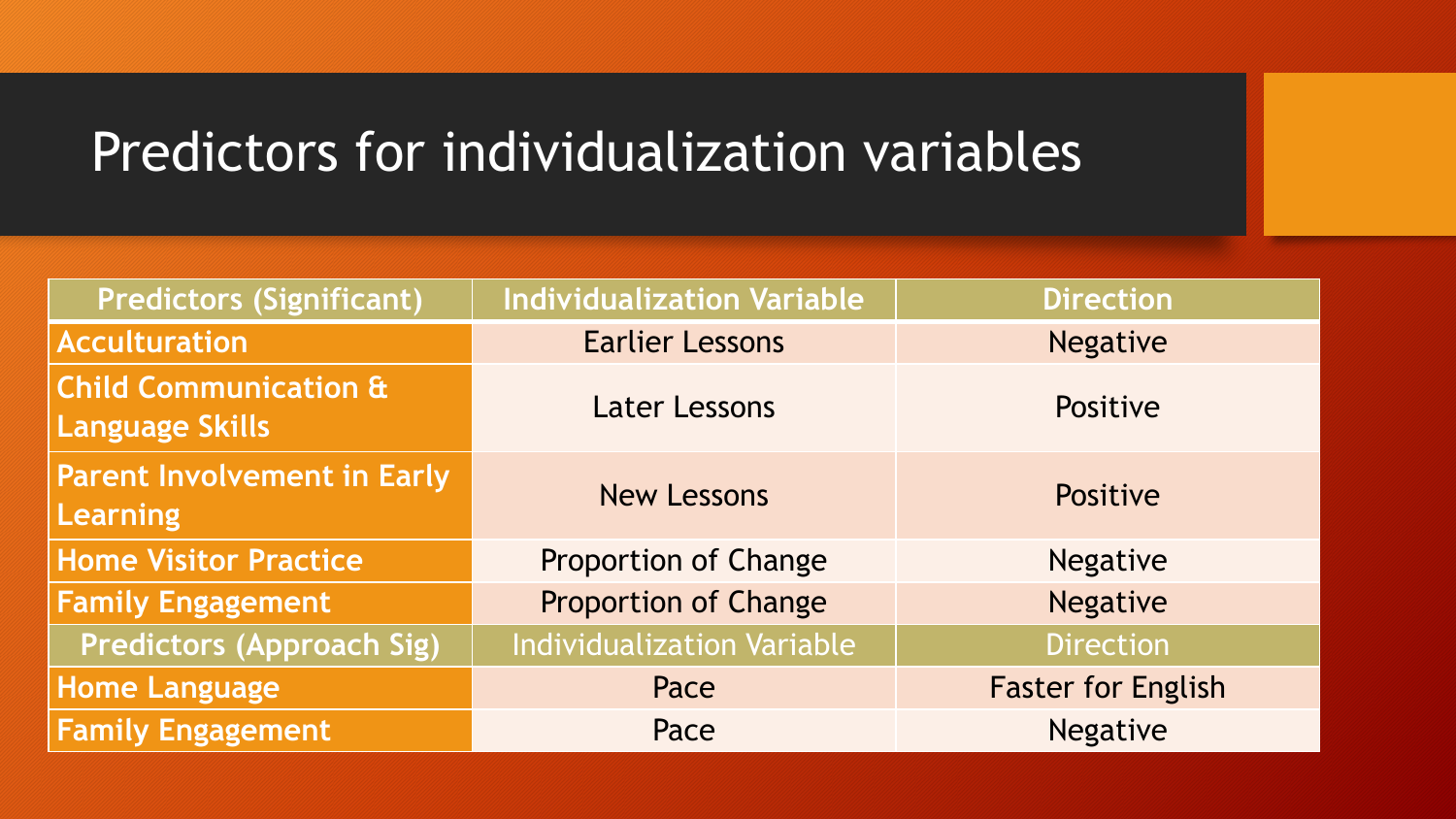# Predictors for individualization variables

| Predictors (Significant) | Individualization Variable | Direction |
| --- | --- | --- |
| Acculturation | Earlier Lessons | Negative |
| Child Communication & Language Skills | Later Lessons | Positive |
| Parent Involvement in Early Learning | New Lessons | Positive |
| Home Visitor Practice | Proportion of Change | Negative |
| Family Engagement | Proportion of Change | Negative |
| **Predictors (Approach Sig)** | **Individualization Variable** | **Direction** |
| Home Language | Pace | Faster for English |
| Family Engagement | Pace | Negative |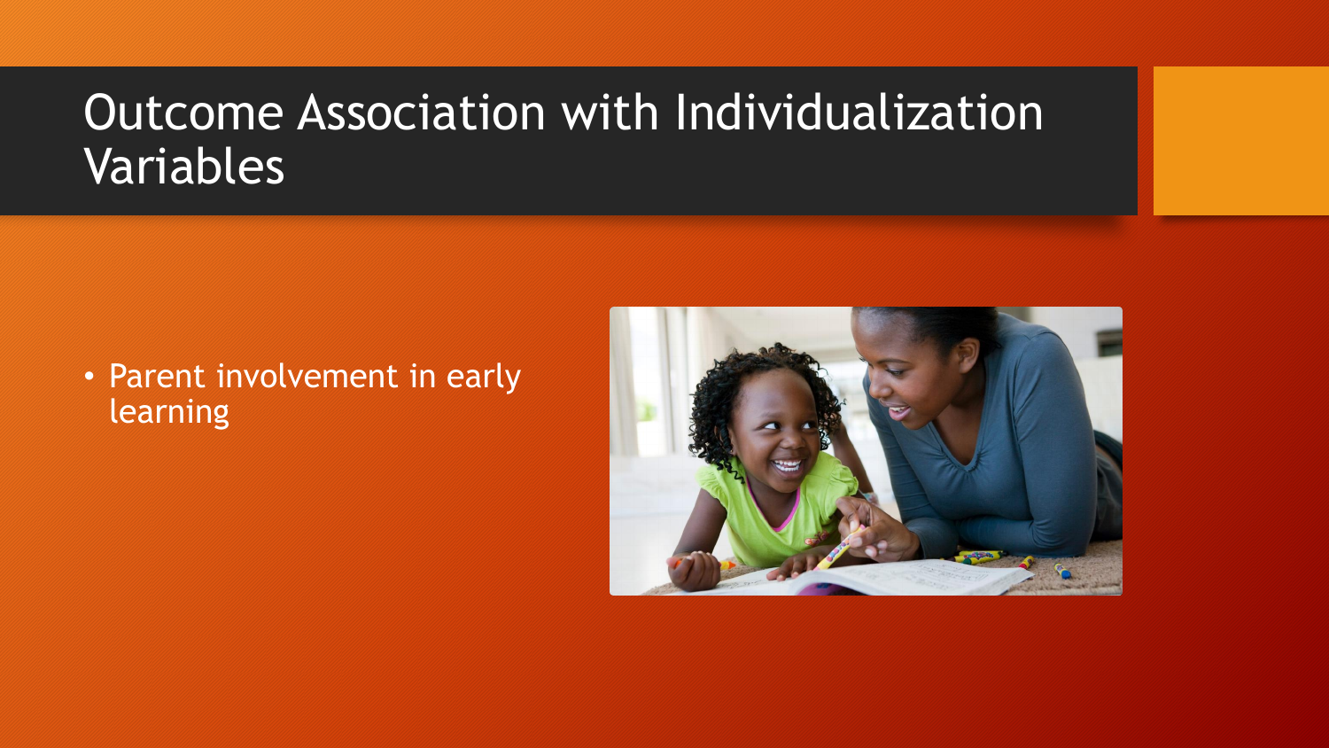# Outcome Association with Individualization Variables

- Parent involvement in early learning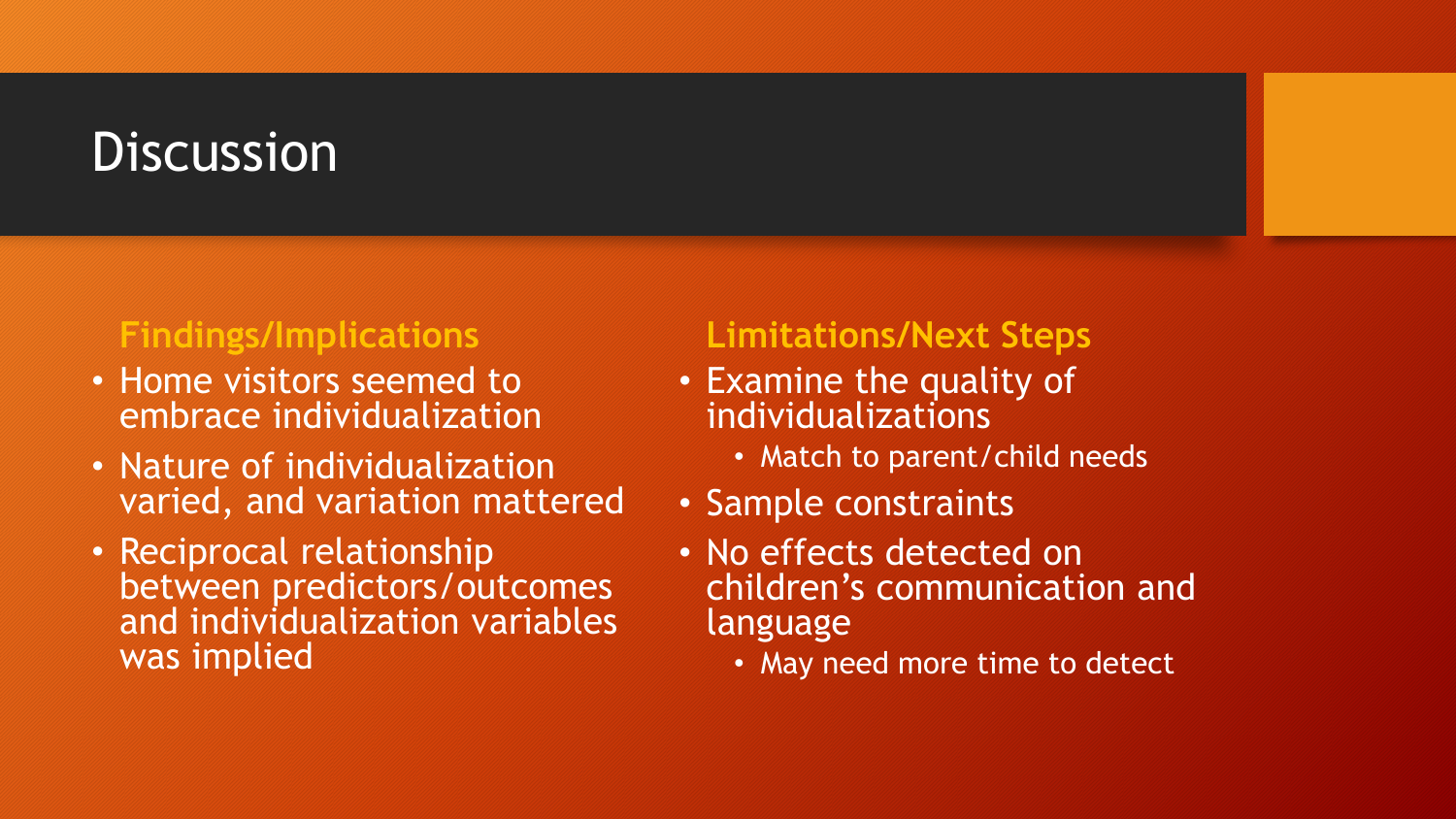# Discussion

### Findings/Implications

- Home visitors seemed to embrace individualization
- Nature of individualization varied, and variation mattered
- Reciprocal relationship between predictors/outcomes and individualization variables was implied

### Limitations/Next Steps

- Examine the quality of individualizations
  - Match to parent/child needs
- Sample constraints
- No effects detected on children's communication and language
  - May need more time to detect